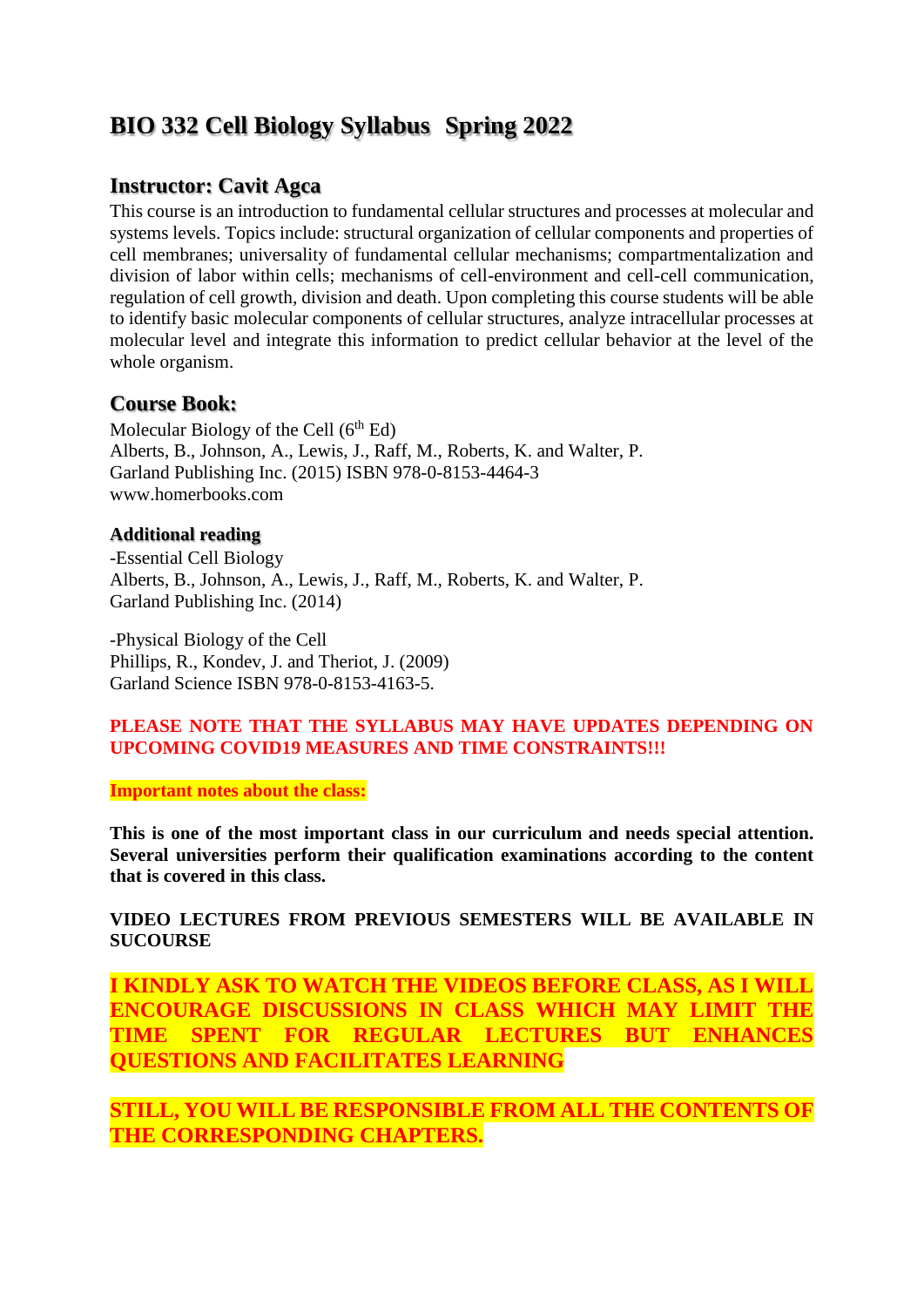# BIO 332 Cell Biology Syllabus  Spring 2022

## Instructor: Cavit Agca

This course is an introduction to fundamental cellular structures and processes at molecular and systems levels. Topics include: structural organization of cellular components and properties of cell membranes; universality of fundamental cellular mechanisms; compartmentalization and division of labor within cells; mechanisms of cell-environment and cell-cell communication, regulation of cell growth, division and death. Upon completing this course students will be able to identify basic molecular components of cellular structures, analyze intracellular processes at molecular level and integrate this information to predict cellular behavior at the level of the whole organism.

## Course Book:

Molecular Biology of the Cell (6$^{th}$ Ed)
Alberts, B., Johnson, A., Lewis, J., Raff, M., Roberts, K. and Walter, P.
Garland Publishing Inc. (2015) ISBN 978-0-8153-4464-3
www.homerbooks.com

### Additional reading

-Essential Cell Biology
Alberts, B., Johnson, A., Lewis, J., Raff, M., Roberts, K. and Walter, P.
Garland Publishing Inc. (2014)

-Physical Biology of the Cell
Phillips, R., Kondev, J. and Theriot, J. (2009)
Garland Science ISBN 978-0-8153-4163-5.

**PLEASE NOTE THAT THE SYLLABUS MAY HAVE UPDATES DEPENDING ON UPCOMING COVID19 MEASURES AND TIME CONSTRAINTS!!!**

**Important notes about the class:**

**This is one of the most important class in our curriculum and needs special attention. Several universities perform their qualification examinations according to the content that is covered in this class.**

**VIDEO LECTURES FROM PREVIOUS SEMESTERS WILL BE AVAILABLE IN SUCOURSE**

**I KINDLY ASK TO WATCH THE VIDEOS BEFORE CLASS, AS I WILL ENCOURAGE DISCUSSIONS IN CLASS WHICH MAY LIMIT THE TIME SPENT FOR REGULAR LECTURES BUT ENHANCES QUESTIONS AND FACILITATES LEARNING**

**STILL, YOU WILL BE RESPONSIBLE FROM ALL THE CONTENTS OF THE CORRESPONDING CHAPTERS.**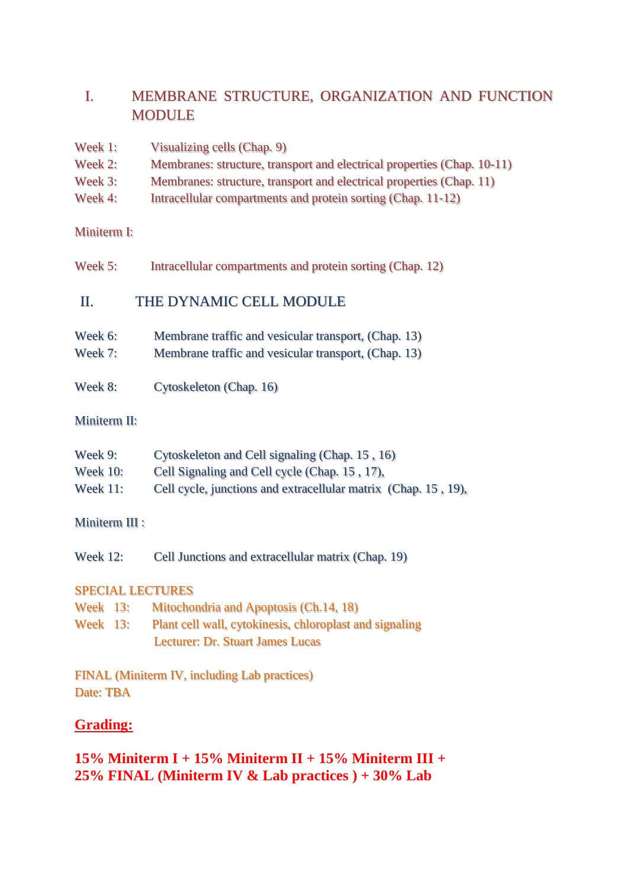## I. MEMBRANE STRUCTURE, ORGANIZATION AND FUNCTION MODULE

Week 1: Visualizing cells (Chap. 9)
Week 2: Membranes: structure, transport and electrical properties (Chap. 10-11)
Week 3: Membranes: structure, transport and electrical properties (Chap. 11)
Week 4: Intracellular compartments and protein sorting (Chap. 11-12)

Miniterm I:

Week 5: Intracellular compartments and protein sorting (Chap. 12)

## II. THE DYNAMIC CELL MODULE

Week 6: Membrane traffic and vesicular transport, (Chap. 13)
Week 7: Membrane traffic and vesicular transport, (Chap. 13)

Week 8: Cytoskeleton (Chap. 16)

Miniterm II:

Week 9: Cytoskeleton and Cell signaling (Chap. 15 , 16)
Week 10: Cell Signaling and Cell cycle (Chap. 15 , 17),
Week 11: Cell cycle, junctions and extracellular matrix (Chap. 15 , 19),

Miniterm III :

Week 12: Cell Junctions and extracellular matrix (Chap. 19)

SPECIAL LECTURES
Week 13: Mitochondria and Apoptosis (Ch.14, 18)
Week 13: Plant cell wall, cytokinesis, chloroplast and signaling
Lecturer: Dr. Stuart James Lucas

FINAL (Miniterm IV, including Lab practices)
Date: TBA

**Grading:**

**15% Miniterm I + 15% Miniterm II + 15% Miniterm III + 25% FINAL (Miniterm IV & Lab practices ) + 30% Lab**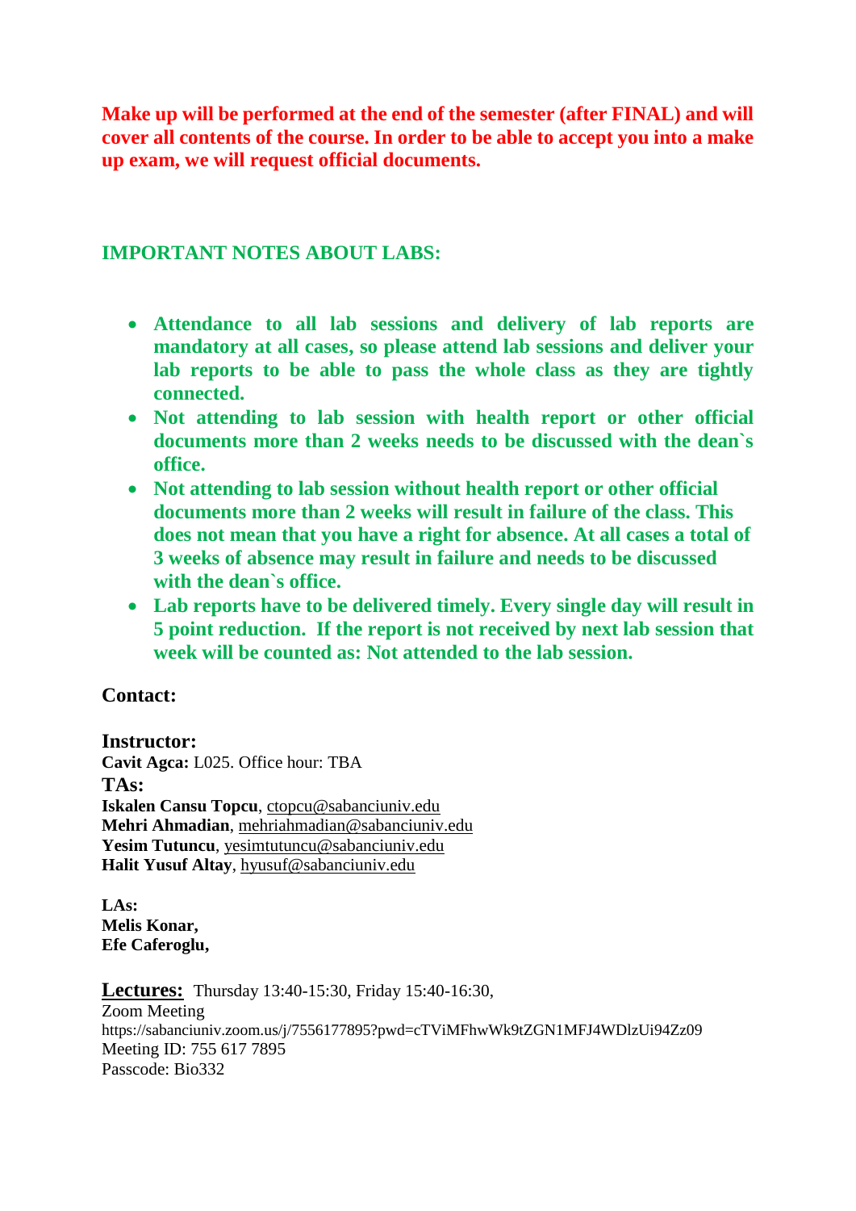**Make up will be performed at the end of the semester (after FINAL) and will cover all contents of the course. In order to be able to accept you into a make up exam, we will request official documents.**

## IMPORTANT NOTES ABOUT LABS:

- **Attendance to all lab sessions and delivery of lab reports are mandatory at all cases, so please attend lab sessions and deliver your lab reports to be able to pass the whole class as they are tightly connected.**
- **Not attending to lab session with health report or other official documents more than 2 weeks needs to be discussed with the dean`s office.**
- **Not attending to lab session without health report or other official documents more than 2 weeks will result in failure of the class. This does not mean that you have a right for absence. At all cases a total of 3 weeks of absence may result in failure and needs to be discussed with the dean`s office.**
- **Lab reports have to be delivered timely. Every single day will result in 5 point reduction. If the report is not received by next lab session that week will be counted as: Not attended to the lab session.**

### Contact:

### Instructor:
**Cavit Agca:** L025. Office hour: TBA

### TAs:
**Iskalen Cansu Topcu**, ctopcu@sabanciuniv.edu
**Mehri Ahmadian**, mehriahmadian@sabanciuniv.edu
**Yesim Tutuncu**, yesimtutuncu@sabanciuniv.edu
**Halit Yusuf Altay**, hyusuf@sabanciuniv.edu

**LAs:**
**Melis Konar,**
**Efe Caferoglu,**

**Lectures:** Thursday 13:40-15:30, Friday 15:40-16:30,
Zoom Meeting
https://sabanciuniv.zoom.us/j/7556177895?pwd=cTViMFhwWk9tZGN1MFJ4WDlzUi94Zz09
Meeting ID: 755 617 7895
Passcode: Bio332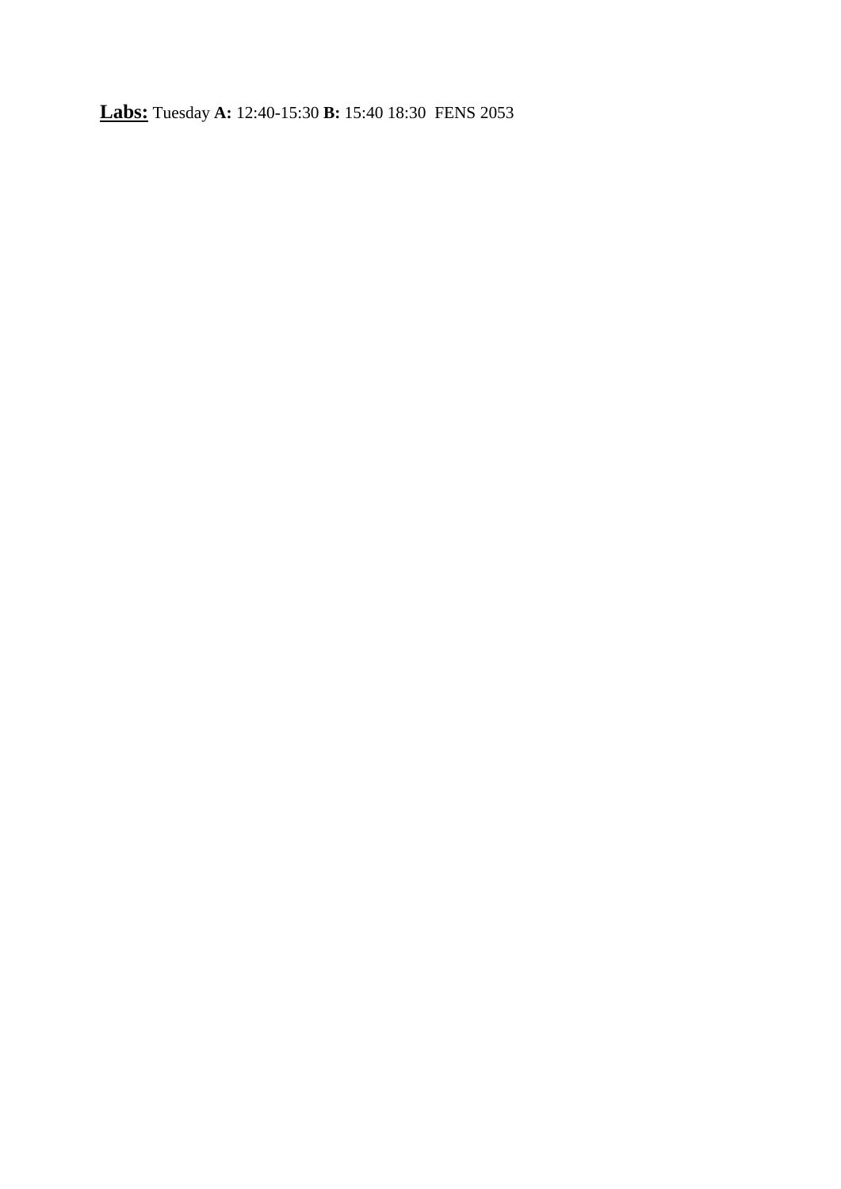**<u>Labs:</u>** Tuesday **A:** 12:40-15:30 **B:** 15:40 18:30 FENS 2053